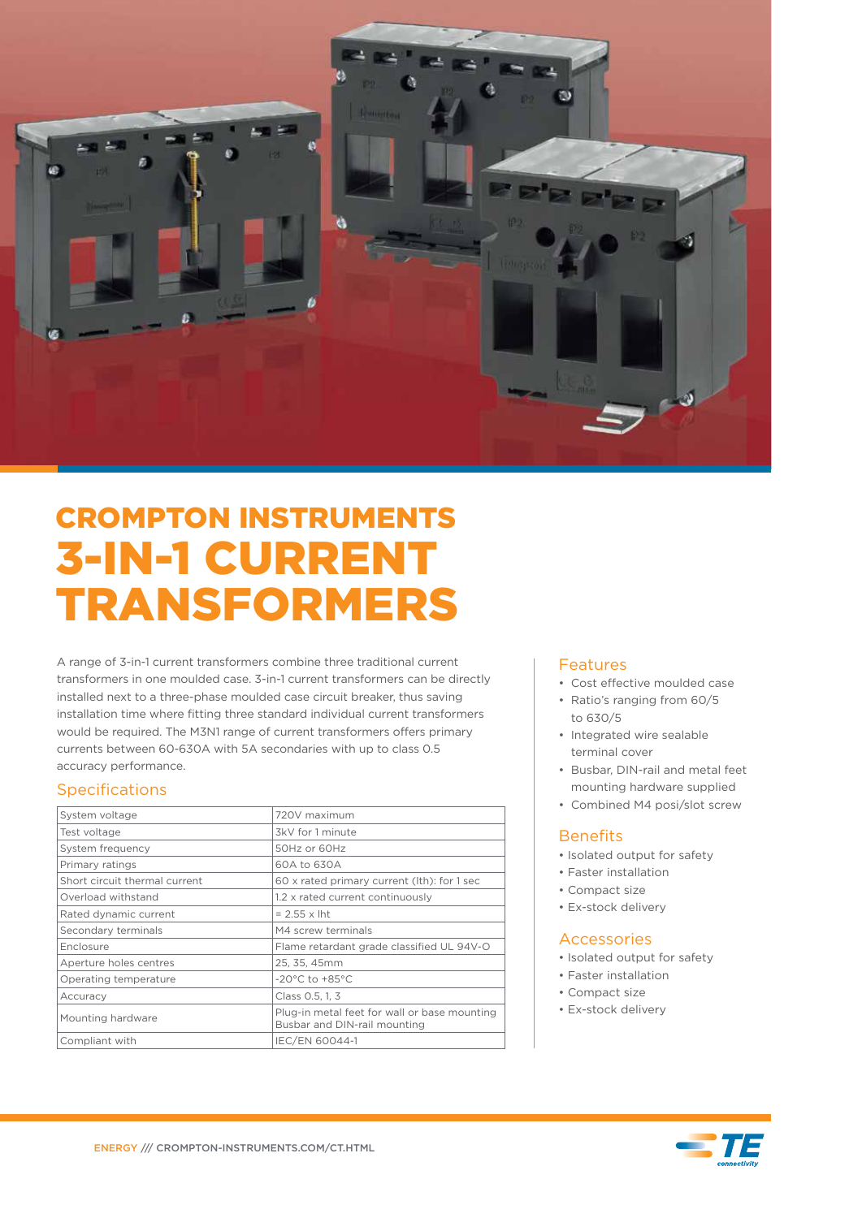# CROMPTON INSTRUMENTS
# 3-IN-1 CURRENT TRANSFORMERS

A range of 3-in-1 current transformers combine three traditional current transformers in one moulded case. 3-in-1 current transformers can be directly installed next to a three-phase moulded case circuit breaker, thus saving installation time where fitting three standard individual current transformers would be required. The M3N1 range of current transformers offers primary currents between 60-630A with 5A secondaries with up to class 0.5 accuracy performance.

## Specifications

| | |
|---|---|
| System voltage | 720V maximum |
| Test voltage | 3kV for 1 minute |
| System frequency | 50Hz or 60Hz |
| Primary ratings | 60A to 630A |
| Short circuit thermal current | 60 x rated primary current (Ith): for 1 sec |
| Overload withstand | 1.2 x rated current continuously |
| Rated dynamic current | = 2.55 x Iht |
| Secondary terminals | M4 screw terminals |
| Enclosure | Flame retardant grade classified UL 94V-O |
| Aperture holes centres | 25, 35, 45mm |
| Operating temperature | -20°C to +85°C |
| Accuracy | Class 0.5, 1, 3 |
| Mounting hardware | Plug-in metal feet for wall or base mounting Busbar and DIN-rail mounting |
| Compliant with | IEC/EN 60044-1 |

## Features

- Cost effective moulded case
- Ratio's ranging from 60/5 to 630/5
- Integrated wire sealable terminal cover
- Busbar, DIN-rail and metal feet mounting hardware supplied
- Combined M4 posi/slot screw

## Benefits

- Isolated output for safety
- Faster installation
- Compact size
- Ex-stock delivery

## Accessories

- Isolated output for safety
- Faster installation
- Compact size
- Ex-stock delivery

ENERGY /// CROMPTON-INSTRUMENTS.COM/CT.HTML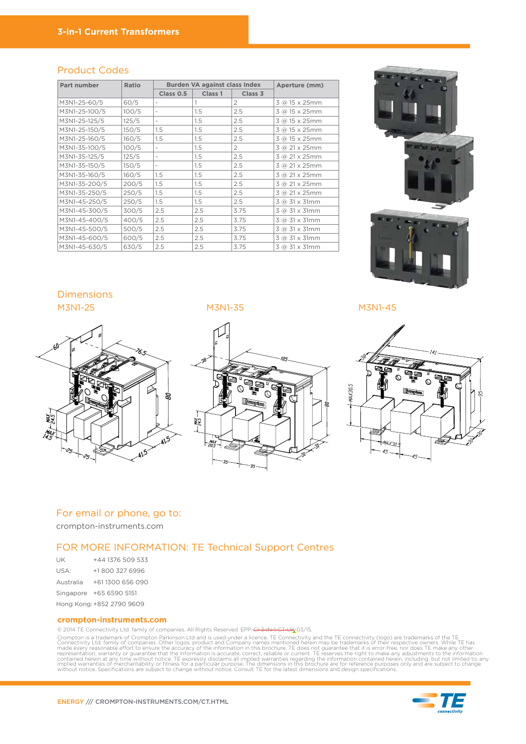## 3-in-1 Current Transformers

### Product Codes

| Part number | Ratio | Burden VA against class Index | | | Aperture (mm) |
|---|---|---|---|---|---|
| | | Class 0.5 | Class 1 | Class 3 | |
| M3N1-25-60/5 | 60/5 | - | 1 | 2 | 3 @ 15 x 25mm |
| M3N1-25-100/5 | 100/5 | - | 1.5 | 2.5 | 3 @ 15 x 25mm |
| M3N1-25-125/5 | 125/5 | - | 1.5 | 2.5 | 3 @ 15 x 25mm |
| M3N1-25-150/5 | 150/5 | 1.5 | 1.5 | 2.5 | 3 @ 15 x 25mm |
| M3N1-25-160/5 | 160/5 | 1.5 | 1.5 | 2.5 | 3 @ 15 x 25mm |
| M3N1-35-100/5 | 100/5 | - | 1.5 | 2 | 3 @ 21 x 25mm |
| M3N1-35-125/5 | 125/5 | - | 1.5 | 2.5 | 3 @ 21 x 25mm |
| M3N1-35-150/5 | 150/5 | - | 1.5 | 2.5 | 3 @ 21 x 25mm |
| M3N1-35-160/5 | 160/5 | 1.5 | 1.5 | 2.5 | 3 @ 21 x 25mm |
| M3N1-35-200/5 | 200/5 | 1.5 | 1.5 | 2.5 | 3 @ 21 x 25mm |
| M3N1-35-250/5 | 250/5 | 1.5 | 1.5 | 2.5 | 3 @ 21 x 25mm |
| M3N1-45-250/5 | 250/5 | 1.5 | 1.5 | 2.5 | 3 @ 31 x 31mm |
| M3N1-45-300/5 | 300/5 | 2.5 | 2.5 | 3.75 | 3 @ 31 x 31mm |
| M3N1-45-400/5 | 400/5 | 2.5 | 2.5 | 3.75 | 3 @ 31 x 31mm |
| M3N1-45-500/5 | 500/5 | 2.5 | 2.5 | 3.75 | 3 @ 31 x 31mm |
| M3N1-45-600/5 | 600/5 | 2.5 | 2.5 | 3.75 | 3 @ 31 x 31mm |
| M3N1-45-630/5 | 630/5 | 2.5 | 2.5 | 3.75 | 3 @ 31 x 31mm |

### Dimensions

M3N1-25

60
76.5
80
MAX 24.5
MAX 14.5
25
25
41.5
41.5

M3N1-35

38
105
80
MAX 24.5
MAX 20.5
35
35
31
31

M3N1-45

38
141
MAX30.5
95
MAX30.5
45
45
30
30

### For email or phone, go to:

crompton-instruments.com

### FOR MORE INFORMATION: TE Technical Support Centres

UK +44 1376 509 533
USA: +1 800 327 6996
Australia +61 1300 656 090
Singapore +65 6590 5151
Hong Kong: +852 2790 9609

**crompton-instruments.com**

© 2014 TE Connectivity Ltd. family of companies. All Rights Reserved. EPP-CI-3-IN-1-CT-UK 03/15.

Crompton is a trademark of Crompton Parkinson Ltd and is used under a licence. TE Connectivity and the TE connectivity (logo) are trademarks of the TE Connectivity Ltd. family of companies. Other logos, product and Company names mentioned herein may be trademarks of their respective owners. While TE has made every reasonable effort to ensure the accuracy of the information in this brochure, TE does not guarantee that it is error-free, nor does TE make any other representation, warranty or guarantee that the information is accurate, correct, reliable or current. TE reserves the right to make any adjustments to the information contained herein at any time without notice. TE expressly disclaims all implied warranties regarding the information contained herein, including, but not limited to, any implied warranties of merchantability or fitness for a particular purpose. The dimensions in this brochure are for reference purposes only and are subject to change without notice. Specifications are subject to change without notice. Consult TE for the latest dimensions and design specifications.

ENERGY /// CROMPTON-INSTRUMENTS.COM/CT.HTML

TE connectivity